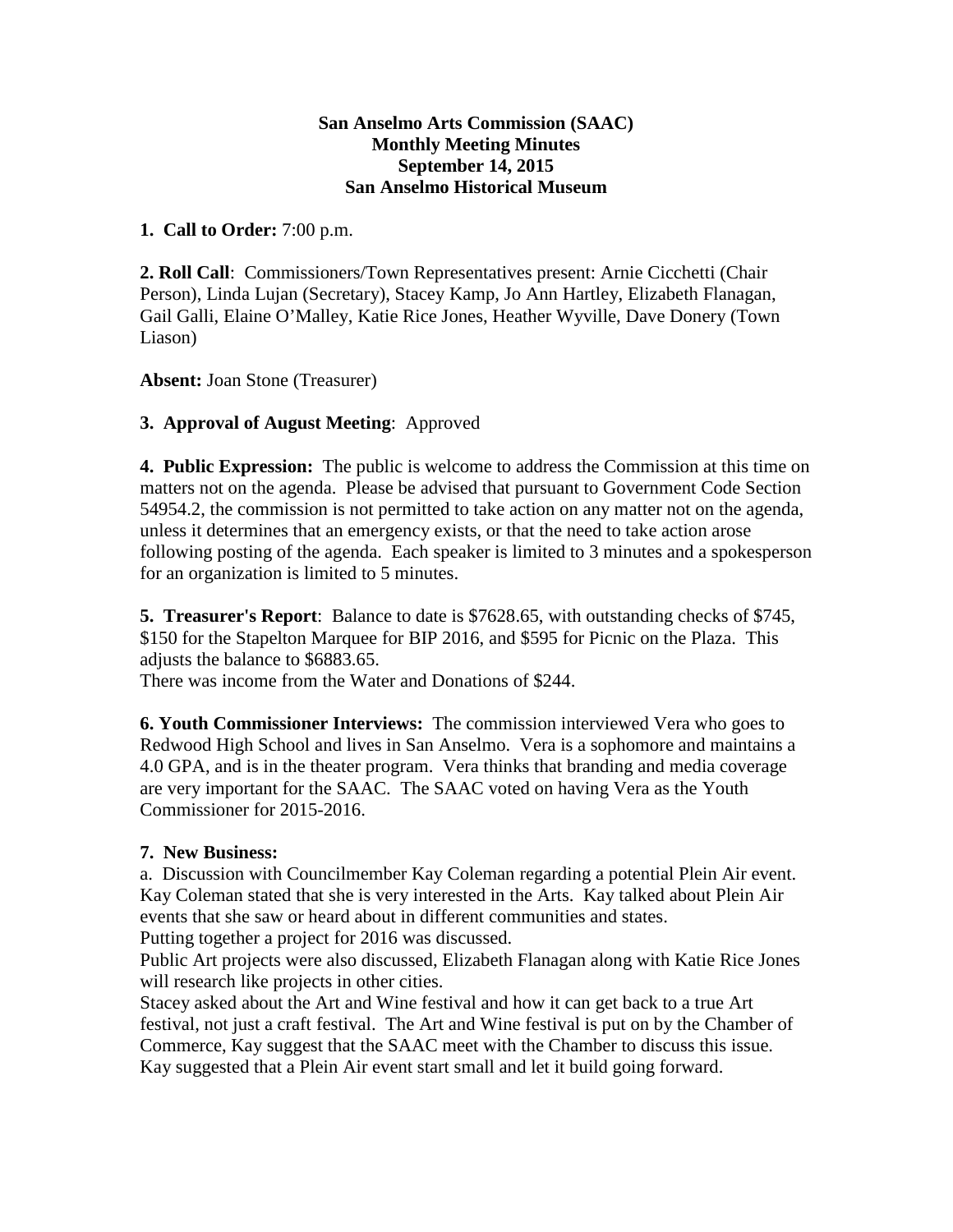**San Anselmo Arts Commission (SAAC)**
**Monthly Meeting Minutes**
**September 14, 2015**
**San Anselmo Historical Museum**

**1. Call to Order:** 7:00 p.m.

**2. Roll Call**: Commissioners/Town Representatives present: Arnie Cicchetti (Chair Person), Linda Lujan (Secretary), Stacey Kamp, Jo Ann Hartley, Elizabeth Flanagan, Gail Galli, Elaine O'Malley, Katie Rice Jones, Heather Wyville, Dave Donery (Town Liason)

**Absent:** Joan Stone (Treasurer)

**3. Approval of August Meeting**: Approved

**4. Public Expression:** The public is welcome to address the Commission at this time on matters not on the agenda. Please be advised that pursuant to Government Code Section 54954.2, the commission is not permitted to take action on any matter not on the agenda, unless it determines that an emergency exists, or that the need to take action arose following posting of the agenda. Each speaker is limited to 3 minutes and a spokesperson for an organization is limited to 5 minutes.

**5. Treasurer's Report**: Balance to date is $7628.65, with outstanding checks of $745, $150 for the Stapelton Marquee for BIP 2016, and $595 for Picnic on the Plaza. This adjusts the balance to $6883.65.
There was income from the Water and Donations of $244.

**6. Youth Commissioner Interviews:** The commission interviewed Vera who goes to Redwood High School and lives in San Anselmo. Vera is a sophomore and maintains a 4.0 GPA, and is in the theater program. Vera thinks that branding and media coverage are very important for the SAAC. The SAAC voted on having Vera as the Youth Commissioner for 2015-2016.

**7. New Business:**

a. Discussion with Councilmember Kay Coleman regarding a potential Plein Air event. Kay Coleman stated that she is very interested in the Arts. Kay talked about Plein Air events that she saw or heard about in different communities and states.
Putting together a project for 2016 was discussed.
Public Art projects were also discussed, Elizabeth Flanagan along with Katie Rice Jones will research like projects in other cities.
Stacey asked about the Art and Wine festival and how it can get back to a true Art festival, not just a craft festival. The Art and Wine festival is put on by the Chamber of Commerce, Kay suggest that the SAAC meet with the Chamber to discuss this issue.
Kay suggested that a Plein Air event start small and let it build going forward.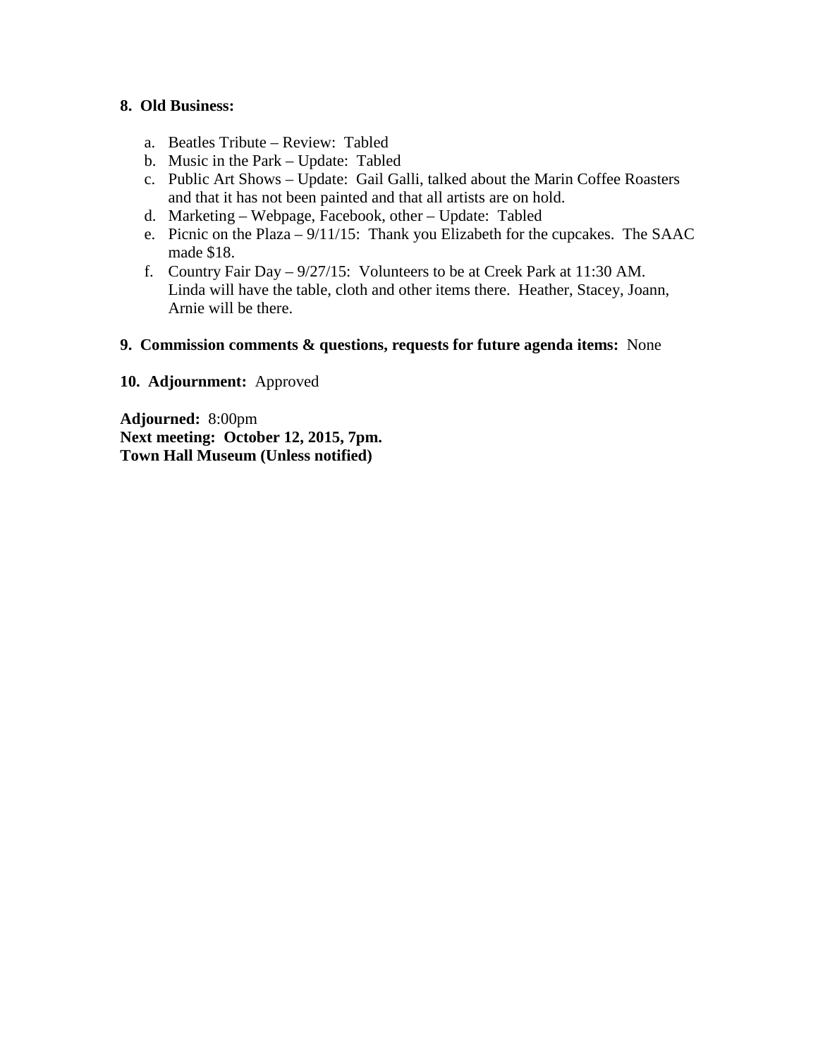**8. Old Business:**

a. Beatles Tribute – Review: Tabled
b. Music in the Park – Update: Tabled
c. Public Art Shows – Update: Gail Galli, talked about the Marin Coffee Roasters and that it has not been painted and that all artists are on hold.
d. Marketing – Webpage, Facebook, other – Update: Tabled
e. Picnic on the Plaza – 9/11/15: Thank you Elizabeth for the cupcakes. The SAAC made $18.
f. Country Fair Day – 9/27/15: Volunteers to be at Creek Park at 11:30 AM. Linda will have the table, cloth and other items there. Heather, Stacey, Joann, Arnie will be there.

**9. Commission comments & questions, requests for future agenda items:** None

**10. Adjournment:** Approved

**Adjourned:** 8:00pm
**Next meeting: October 12, 2015, 7pm.**
**Town Hall Museum (Unless notified)**